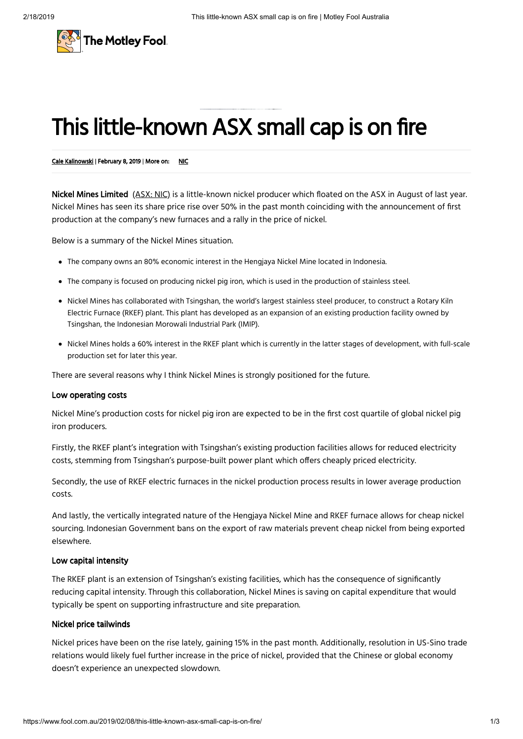# This little-known ASX small cap is on fire

[Cale Kalinowski](https://www.fool.com.au/) | February 8, 2019 | More on: NIC

**Nickel Mines Limited** (ASX: NIC) is a little-known nickel producer which floated on the ASX in August of last year. Nickel Mines has seen its share price rise over 50% in the past month coinciding with the announcement of first production at the company's new furnaces and a rally in the price of nickel.

Below is a summary of the Nickel Mines situation.

- The company owns an 80% economic interest in the Hengjaya Nickel Mine located in Indonesia.
- The company is focused on producing nickel pig iron, which is used in the production of stainless steel.
- Nickel Mines has collaborated with Tsingshan, the world's largest stainless steel producer, to construct a Rotary Kiln Electric Furnace (RKEF) plant. This plant has developed as an expansion of an existing production facility owned by Tsingshan, the Indonesian Morowali Industrial Park (IMIP).
- Nickel Mines holds a 60% interest in the RKEF plant which is currently in the latter stages of development, with full-scale production set for later this year.

There are several reasons why I think Nickel Mines is strongly positioned for the future.

### Low operating costs

Nickel Mine's production costs for nickel pig iron are expected to be in the first cost quartile of global nickel pig iron producers.

Firstly, the RKEF plant's integration with Tsingshan's existing production facilities allows for reduced electricity costs, stemming from Tsingshan's purpose-built power plant which offers cheaply priced electricity.

Secondly, the use of RKEF electric furnaces in the nickel production process results in lower average production costs.

And lastly, the vertically integrated nature of the Hengjaya Nickel Mine and RKEF furnace allows for cheap nickel sourcing. Indonesian Government bans on the export of raw materials prevent cheap nickel from being exported elsewhere.

### Low capital intensity

The RKEF plant is an extension of Tsingshan's existing facilities, which has the consequence of significantly reducing capital intensity. Through this collaboration, Nickel Mines is saving on capital expenditure that would typically be spent on supporting infrastructure and site preparation.

### Nickel price tailwinds

Nickel prices have been on the rise lately, gaining 15% in the past month. Additionally, resolution in US-Sino trade relations would likely fuel further increase in the price of nickel, provided that the Chinese or global economy doesn't experience an unexpected slowdown.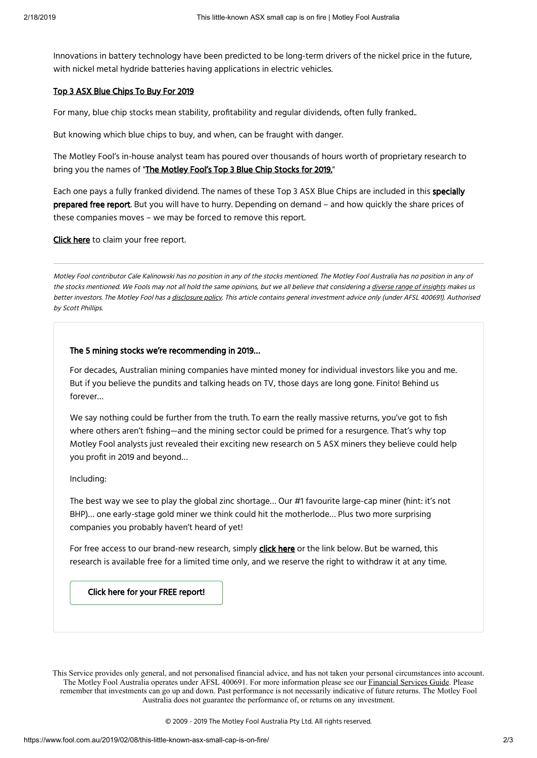Innovations in battery technology have been predicted to be long-term drivers of the nickel price in the future, with nickel metal hydride batteries having applications in electric vehicles.

### Top 3 ASX Blue Chips To Buy For 2019

For many, blue chip stocks mean stability, profitability and regular dividends, often fully franked..

But knowing which blue chips to buy, and when, can be fraught with danger.

The Motley Fool's in-house analyst team has poured over thousands of hours worth of proprietary research to bring you the names of "**The Motley Fool's Top 3 Blue Chip Stocks for 2019.**"

Each one pays a fully franked dividend. The names of these Top 3 ASX Blue Chips are included in this **specially prepared free report**. But you will have to hurry. Depending on demand – and how quickly the share prices of these companies moves – we may be forced to remove this report.

**Click here** to claim your free report.

---

*Motley Fool contributor Cale Kalinowski has no position in any of the stocks mentioned. The Motley Fool Australia has no position in any of the stocks mentioned. We Fools may not all hold the same opinions, but we all believe that considering a diverse range of insights makes us better investors. The Motley Fool has a disclosure policy. This article contains general investment advice only (under AFSL 400691). Authorised by Scott Phillips.*

### The 5 mining stocks we're recommending in 2019...

For decades, Australian mining companies have minted money for individual investors like you and me. But if you believe the pundits and talking heads on TV, those days are long gone. Finito! Behind us forever...

We say nothing could be further from the truth. To earn the really massive returns, you've got to fish where others aren't fishing—and the mining sector could be primed for a resurgence. That's why top Motley Fool analysts just revealed their exciting new research on 5 ASX miners they believe could help you profit in 2019 and beyond...

Including:

The best way we see to play the global zinc shortage... Our #1 favourite large-cap miner (hint: it's not BHP)... one early-stage gold miner we think could hit the motherlode... Plus two more surprising companies you probably haven't heard of yet!

For free access to our brand-new research, simply **click here** or the link below. But be warned, this research is available free for a limited time only, and we reserve the right to withdraw it at any time.

**Click here for your FREE report!**

This Service provides only general, and not personalised financial advice, and has not taken your personal circumstances into account. The Motley Fool Australia operates under AFSL 400691. For more information please see our Financial Services Guide. Please remember that investments can go up and down. Past performance is not necessarily indicative of future returns. The Motley Fool Australia does not guarantee the performance of, or returns on any investment.

© 2009 - 2019 The Motley Fool Australia Pty Ltd. All rights reserved.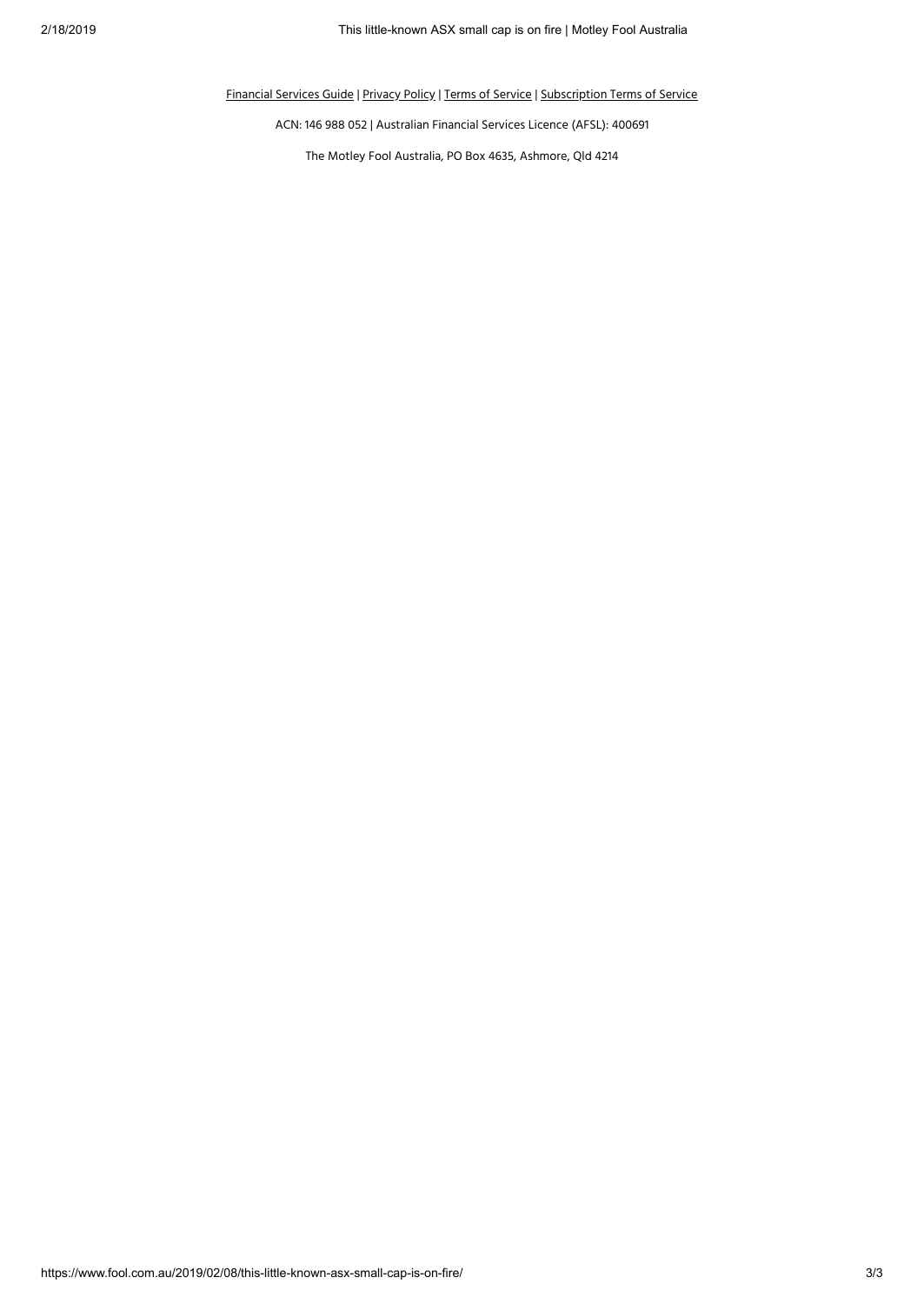Financial Services Guide | Privacy Policy | Terms of Service | Subscription Terms of Service

ACN: 146 988 052 | Australian Financial Services Licence (AFSL): 400691

The Motley Fool Australia, PO Box 4635, Ashmore, Qld 4214